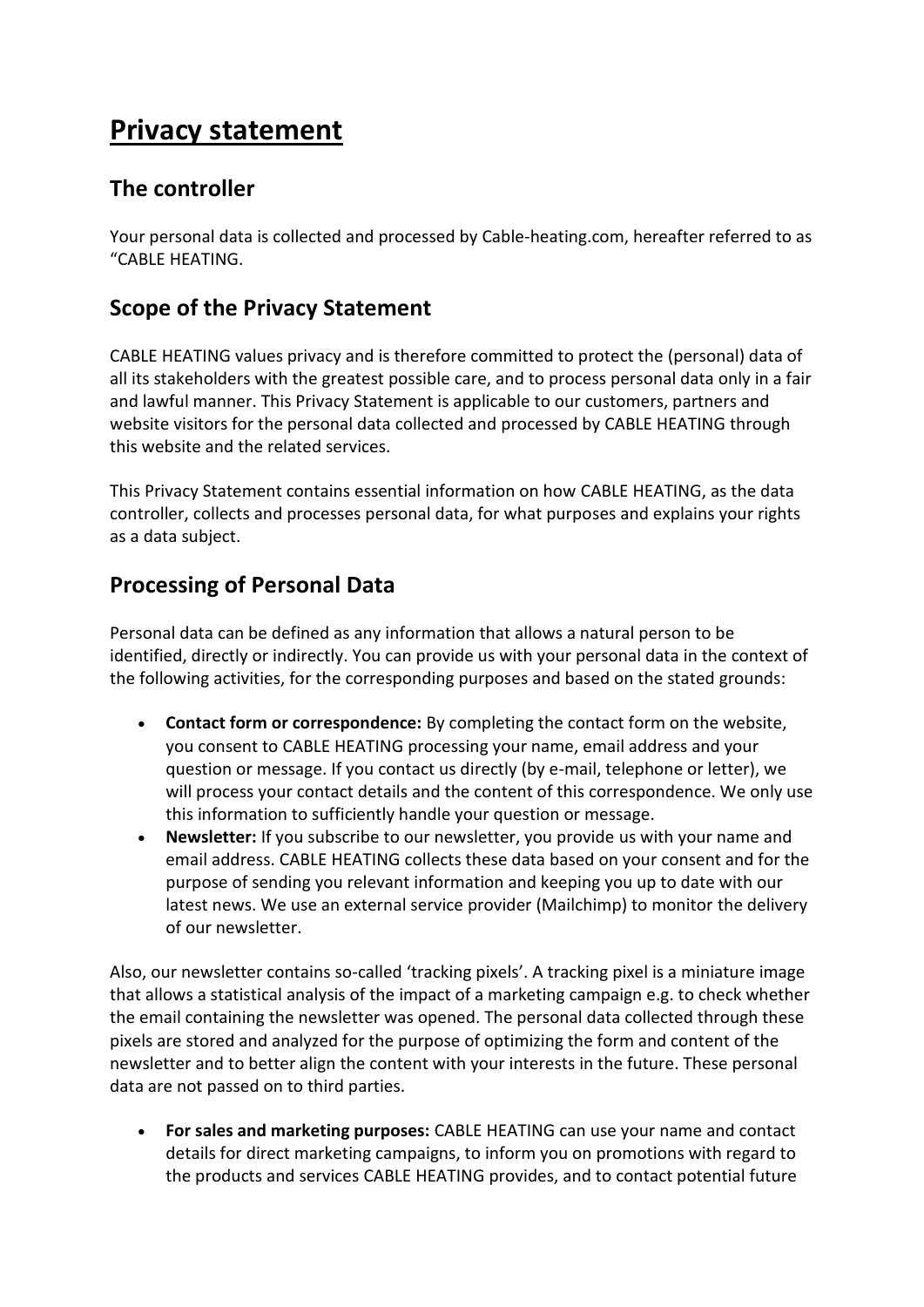# Privacy statement

## The controller

Your personal data is collected and processed by Cable-heating.com, hereafter referred to as "CABLE HEATING.

## Scope of the Privacy Statement

CABLE HEATING values privacy and is therefore committed to protect the (personal) data of all its stakeholders with the greatest possible care, and to process personal data only in a fair and lawful manner. This Privacy Statement is applicable to our customers, partners and website visitors for the personal data collected and processed by CABLE HEATING through this website and the related services.

This Privacy Statement contains essential information on how CABLE HEATING, as the data controller, collects and processes personal data, for what purposes and explains your rights as a data subject.

## Processing of Personal Data

Personal data can be defined as any information that allows a natural person to be identified, directly or indirectly. You can provide us with your personal data in the context of the following activities, for the corresponding purposes and based on the stated grounds:

- **Contact form or correspondence:** By completing the contact form on the website, you consent to CABLE HEATING processing your name, email address and your question or message. If you contact us directly (by e-mail, telephone or letter), we will process your contact details and the content of this correspondence. We only use this information to sufficiently handle your question or message.
- **Newsletter:** If you subscribe to our newsletter, you provide us with your name and email address. CABLE HEATING collects these data based on your consent and for the purpose of sending you relevant information and keeping you up to date with our latest news. We use an external service provider (Mailchimp) to monitor the delivery of our newsletter.

Also, our newsletter contains so-called 'tracking pixels'. A tracking pixel is a miniature image that allows a statistical analysis of the impact of a marketing campaign e.g. to check whether the email containing the newsletter was opened. The personal data collected through these pixels are stored and analyzed for the purpose of optimizing the form and content of the newsletter and to better align the content with your interests in the future. These personal data are not passed on to third parties.

- **For sales and marketing purposes:** CABLE HEATING can use your name and contact details for direct marketing campaigns, to inform you on promotions with regard to the products and services CABLE HEATING provides, and to contact potential future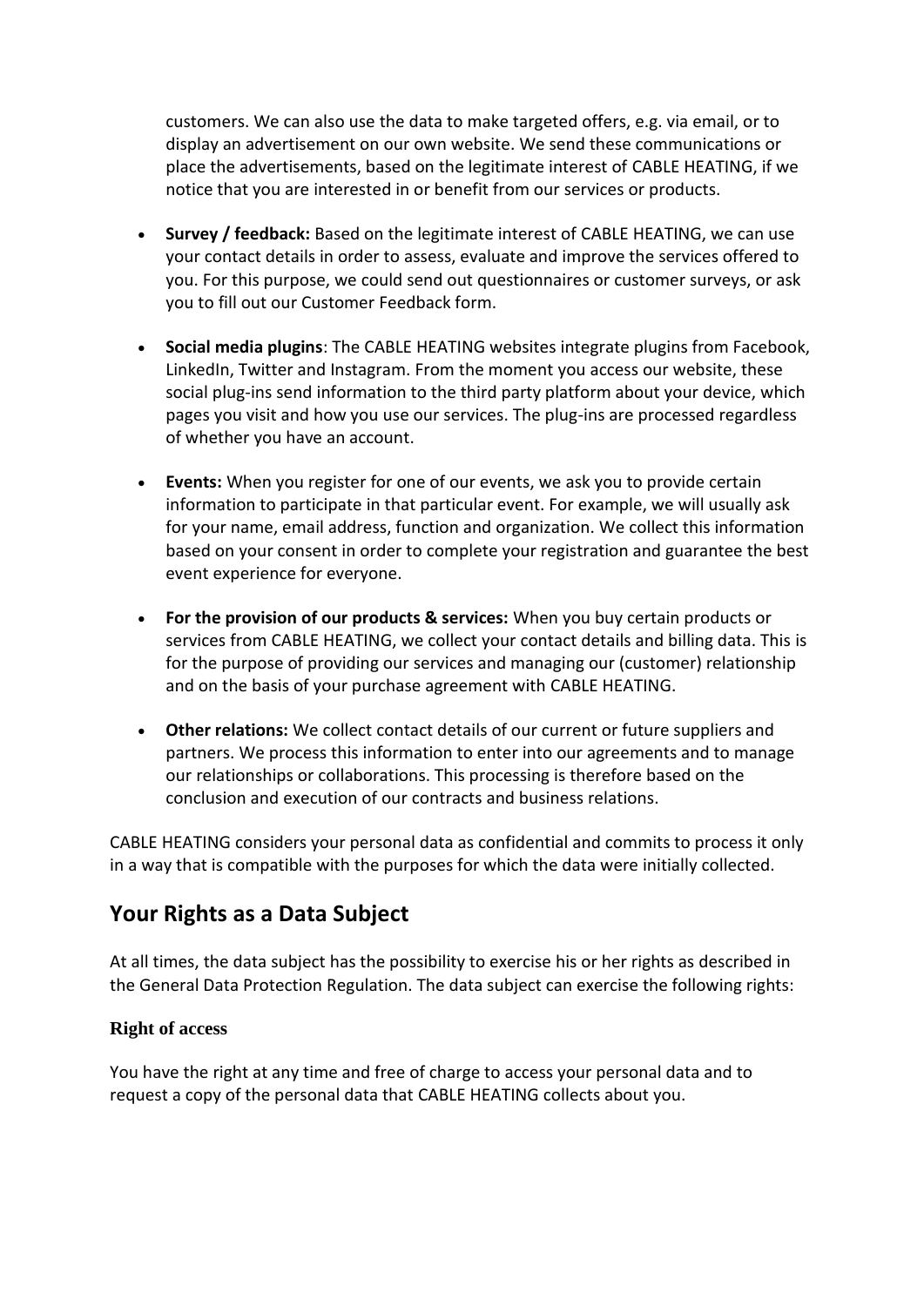customers. We can also use the data to make targeted offers, e.g. via email, or to display an advertisement on our own website. We send these communications or place the advertisements, based on the legitimate interest of CABLE HEATING, if we notice that you are interested in or benefit from our services or products.

- **Survey / feedback:** Based on the legitimate interest of CABLE HEATING, we can use your contact details in order to assess, evaluate and improve the services offered to you. For this purpose, we could send out questionnaires or customer surveys, or ask you to fill out our Customer Feedback form.

- **Social media plugins**: The CABLE HEATING websites integrate plugins from Facebook, LinkedIn, Twitter and Instagram. From the moment you access our website, these social plug-ins send information to the third party platform about your device, which pages you visit and how you use our services. The plug-ins are processed regardless of whether you have an account.

- **Events:** When you register for one of our events, we ask you to provide certain information to participate in that particular event. For example, we will usually ask for your name, email address, function and organization. We collect this information based on your consent in order to complete your registration and guarantee the best event experience for everyone.

- **For the provision of our products & services:** When you buy certain products or services from CABLE HEATING, we collect your contact details and billing data. This is for the purpose of providing our services and managing our (customer) relationship and on the basis of your purchase agreement with CABLE HEATING.

- **Other relations:** We collect contact details of our current or future suppliers and partners. We process this information to enter into our agreements and to manage our relationships or collaborations. This processing is therefore based on the conclusion and execution of our contracts and business relations.

CABLE HEATING considers your personal data as confidential and commits to process it only in a way that is compatible with the purposes for which the data were initially collected.

## Your Rights as a Data Subject

At all times, the data subject has the possibility to exercise his or her rights as described in the General Data Protection Regulation. The data subject can exercise the following rights:

### Right of access

You have the right at any time and free of charge to access your personal data and to request a copy of the personal data that CABLE HEATING collects about you.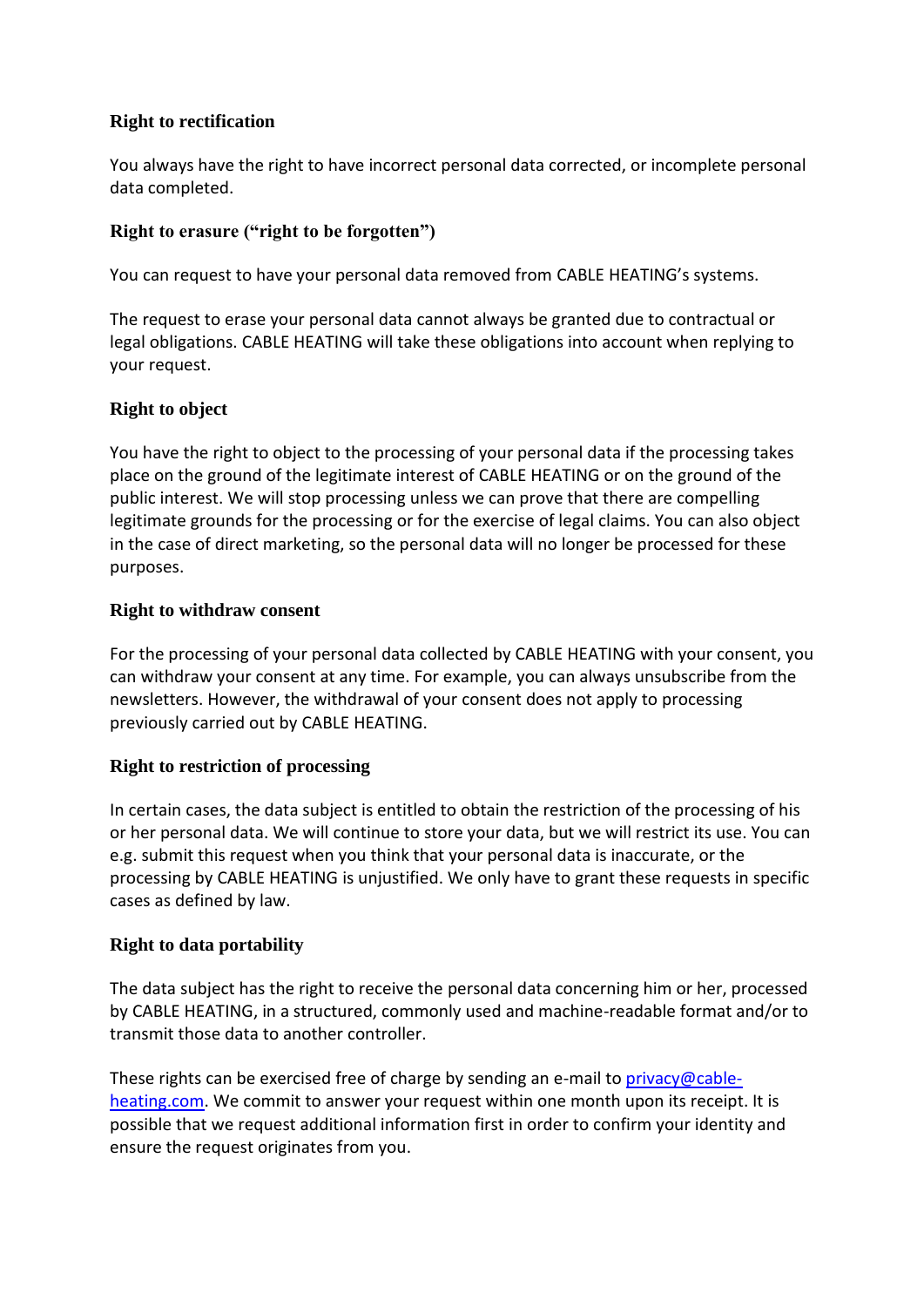### Right to rectification

You always have the right to have incorrect personal data corrected, or incomplete personal data completed.

### Right to erasure ("right to be forgotten")

You can request to have your personal data removed from CABLE HEATING's systems.

The request to erase your personal data cannot always be granted due to contractual or legal obligations. CABLE HEATING will take these obligations into account when replying to your request.

### Right to object

You have the right to object to the processing of your personal data if the processing takes place on the ground of the legitimate interest of CABLE HEATING or on the ground of the public interest. We will stop processing unless we can prove that there are compelling legitimate grounds for the processing or for the exercise of legal claims. You can also object in the case of direct marketing, so the personal data will no longer be processed for these purposes.

### Right to withdraw consent

For the processing of your personal data collected by CABLE HEATING with your consent, you can withdraw your consent at any time. For example, you can always unsubscribe from the newsletters. However, the withdrawal of your consent does not apply to processing previously carried out by CABLE HEATING.

### Right to restriction of processing

In certain cases, the data subject is entitled to obtain the restriction of the processing of his or her personal data. We will continue to store your data, but we will restrict its use. You can e.g. submit this request when you think that your personal data is inaccurate, or the processing by CABLE HEATING is unjustified. We only have to grant these requests in specific cases as defined by law.

### Right to data portability

The data subject has the right to receive the personal data concerning him or her, processed by CABLE HEATING, in a structured, commonly used and machine-readable format and/or to transmit those data to another controller.

These rights can be exercised free of charge by sending an e-mail to [privacy@cable-heating.com](mailto:privacy@cable-heating.com). We commit to answer your request within one month upon its receipt. It is possible that we request additional information first in order to confirm your identity and ensure the request originates from you.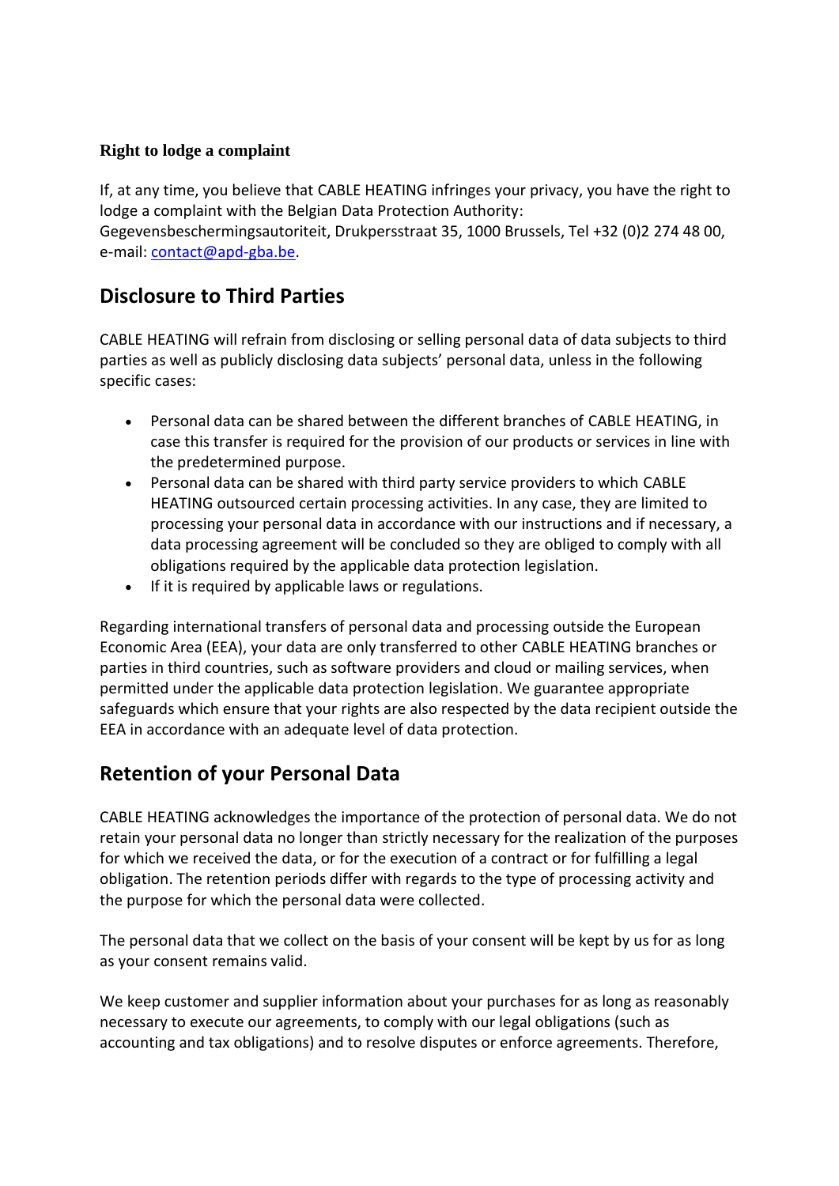### Right to lodge a complaint

If, at any time, you believe that CABLE HEATING infringes your privacy, you have the right to lodge a complaint with the Belgian Data Protection Authority: Gegevensbeschermingsautoriteit, Drukpersstraat 35, 1000 Brussels, Tel +32 (0)2 274 48 00, e-mail: contact@apd-gba.be.

## Disclosure to Third Parties

CABLE HEATING will refrain from disclosing or selling personal data of data subjects to third parties as well as publicly disclosing data subjects' personal data, unless in the following specific cases:

- Personal data can be shared between the different branches of CABLE HEATING, in case this transfer is required for the provision of our products or services in line with the predetermined purpose.
- Personal data can be shared with third party service providers to which CABLE HEATING outsourced certain processing activities. In any case, they are limited to processing your personal data in accordance with our instructions and if necessary, a data processing agreement will be concluded so they are obliged to comply with all obligations required by the applicable data protection legislation.
- If it is required by applicable laws or regulations.

Regarding international transfers of personal data and processing outside the European Economic Area (EEA), your data are only transferred to other CABLE HEATING branches or parties in third countries, such as software providers and cloud or mailing services, when permitted under the applicable data protection legislation. We guarantee appropriate safeguards which ensure that your rights are also respected by the data recipient outside the EEA in accordance with an adequate level of data protection.

## Retention of your Personal Data

CABLE HEATING acknowledges the importance of the protection of personal data. We do not retain your personal data no longer than strictly necessary for the realization of the purposes for which we received the data, or for the execution of a contract or for fulfilling a legal obligation. The retention periods differ with regards to the type of processing activity and the purpose for which the personal data were collected.

The personal data that we collect on the basis of your consent will be kept by us for as long as your consent remains valid.

We keep customer and supplier information about your purchases for as long as reasonably necessary to execute our agreements, to comply with our legal obligations (such as accounting and tax obligations) and to resolve disputes or enforce agreements. Therefore,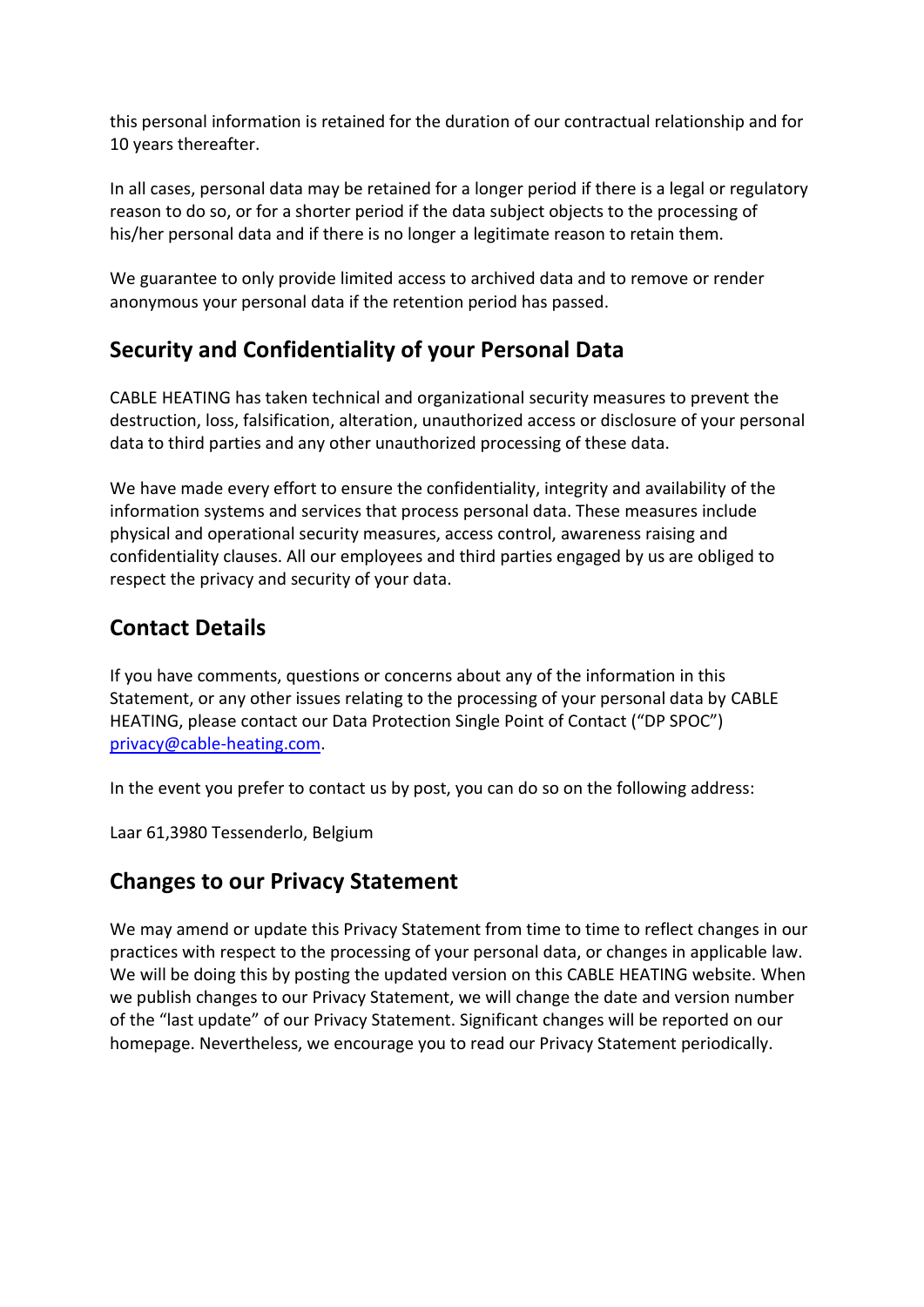this personal information is retained for the duration of our contractual relationship and for 10 years thereafter.

In all cases, personal data may be retained for a longer period if there is a legal or regulatory reason to do so, or for a shorter period if the data subject objects to the processing of his/her personal data and if there is no longer a legitimate reason to retain them.

We guarantee to only provide limited access to archived data and to remove or render anonymous your personal data if the retention period has passed.

## Security and Confidentiality of your Personal Data

CABLE HEATING has taken technical and organizational security measures to prevent the destruction, loss, falsification, alteration, unauthorized access or disclosure of your personal data to third parties and any other unauthorized processing of these data.

We have made every effort to ensure the confidentiality, integrity and availability of the information systems and services that process personal data. These measures include physical and operational security measures, access control, awareness raising and confidentiality clauses. All our employees and third parties engaged by us are obliged to respect the privacy and security of your data.

## Contact Details

If you have comments, questions or concerns about any of the information in this Statement, or any other issues relating to the processing of your personal data by CABLE HEATING, please contact our Data Protection Single Point of Contact ("DP SPOC") [privacy@cable-heating.com](mailto:privacy@cable-heating.com).

In the event you prefer to contact us by post, you can do so on the following address:

Laar 61,3980 Tessenderlo, Belgium

## Changes to our Privacy Statement

We may amend or update this Privacy Statement from time to time to reflect changes in our practices with respect to the processing of your personal data, or changes in applicable law. We will be doing this by posting the updated version on this CABLE HEATING website. When we publish changes to our Privacy Statement, we will change the date and version number of the "last update" of our Privacy Statement. Significant changes will be reported on our homepage. Nevertheless, we encourage you to read our Privacy Statement periodically.